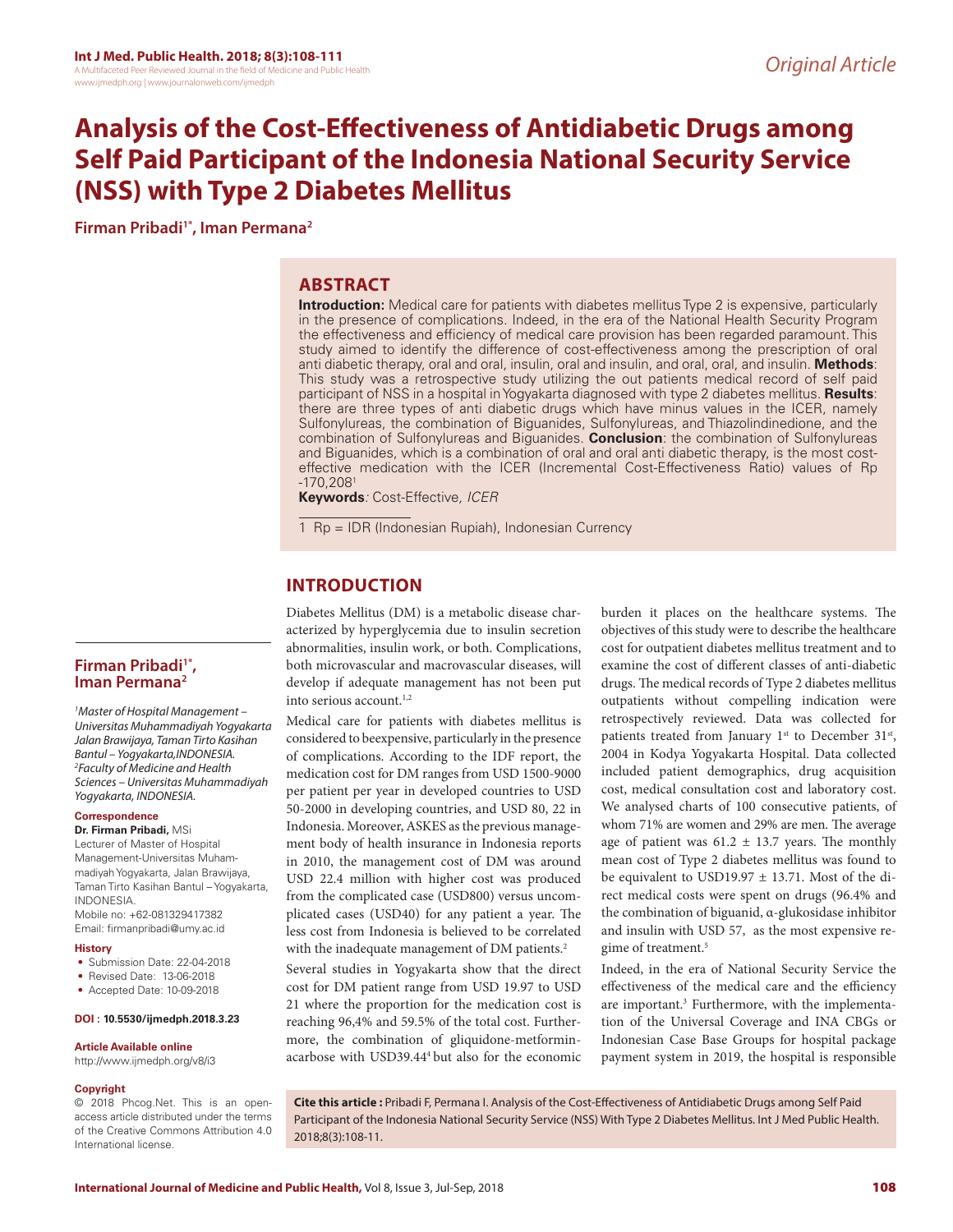# Analysis of the Cost-Effectiveness of Antidiabetic Drugs among Self Paid Participant of the Indonesia National Security Service (NSS) with Type 2 Diabetes Mellitus

**Firman Pribadi[1*], Iman Permana[2]**

## ABSTRACT

**Introduction:** Medical care for patients with diabetes mellitus Type 2 is expensive, particularly in the presence of complications. Indeed, in the era of the National Health Security Program the effectiveness and efficiency of medical care provision has been regarded paramount. This study aimed to identify the difference of cost-effectiveness among the prescription of oral anti diabetic therapy, oral and oral, insulin, oral and insulin, and oral, oral, and insulin. **Methods**: This study was a retrospective study utilizing the out patients medical record of self paid participant of NSS in a hospital in Yogyakarta diagnosed with type 2 diabetes mellitus. **Results**: there are three types of anti diabetic drugs which have minus values in the ICER, namely Sulfonylureas, the combination of Biguanides, Sulfonylureas, and Thiazolindinedione, and the combination of Sulfonylureas and Biguanides. **Conclusion**: the combination of Sulfonylureas and Biguanides, which is a combination of oral and oral anti diabetic therapy, is the most cost-effective medication with the ICER (Incremental Cost-Effectiveness Ratio) values of Rp -170,208[1]

**Keywords***:* Cost-Effective*, ICER*

1 Rp = IDR (Indonesian Rupiah), Indonesian Currency

**Firman Pribadi[1*], Iman Permana[2]**

*[1]Master of Hospital Management – Universitas Muhammadiyah Yogyakarta Jalan Brawijaya, Taman Tirto Kasihan Bantul – Yogyakarta,INDONESIA.*
*[2]Faculty of Medicine and Health Sciences – Universitas Muhammadiyah Yogyakarta, INDONESIA.*

**Correspondence**

**Dr. Firman Pribadi,** MSi
Lecturer of Master of Hospital Management-Universitas Muhammadiyah Yogyakarta, Jalan Brawijaya, Taman Tirto Kasihan Bantul – Yogyakarta, INDONESIA.
Mobile no: +62-081329417382
Email: firmanpribadi@umy.ac.id

**History**

- Submission Date: 22-04-2018
- Revised Date: 13-06-2018
- Accepted Date: 10-09-2018

**DOI : 10.5530/ijmedph.2018.3.23**

**Article Available online**
http://www.ijmedph.org/v8/i3

**Copyright**
© 2018 Phcog.Net. This is an open-access article distributed under the terms of the Creative Commons Attribution 4.0 International license.

**Cite this article :** Pribadi F, Permana I. Analysis of the Cost-Effectiveness of Antidiabetic Drugs among Self Paid Participant of the Indonesia National Security Service (NSS) With Type 2 Diabetes Mellitus. Int J Med Public Health. 2018;8(3):108-11.

## INTRODUCTION

Diabetes Mellitus (DM) is a metabolic disease characterized by hyperglycemia due to insulin secretion abnormalities, insulin work, or both. Complications, both microvascular and macrovascular diseases, will develop if adequate management has not been put into serious account.[1,2]

Medical care for patients with diabetes mellitus is considered to beexpensive, particularly in the presence of complications. According to the IDF report, the medication cost for DM ranges from USD 1500-9000 per patient per year in developed countries to USD 50-2000 in developing countries, and USD 80, 22 in Indonesia. Moreover, ASKES as the previous management body of health insurance in Indonesia reports in 2010, the management cost of DM was around USD 22.4 million with higher cost was produced from the complicated case (USD800) versus uncomplicated cases (USD40) for any patient a year. The less cost from Indonesia is believed to be correlated with the inadequate management of DM patients.[2]

Several studies in Yogyakarta show that the direct cost for DM patient range from USD 19.97 to USD 21 where the proportion for the medication cost is reaching 96,4% and 59.5% of the total cost. Furthermore, the combination of gliquidone-metformin-acarbose with USD39.44[4] but also for the economic burden it places on the healthcare systems. The objectives of this study were to describe the healthcare cost for outpatient diabetes mellitus treatment and to examine the cost of different classes of anti-diabetic drugs. The medical records of Type 2 diabetes mellitus outpatients without compelling indication were retrospectively reviewed. Data was collected for patients treated from January 1st to December 31st, 2004 in Kodya Yogyakarta Hospital. Data collected included patient demographics, drug acquisition cost, medical consultation cost and laboratory cost. We analysed charts of 100 consecutive patients, of whom 71% are women and 29% are men. The average age of patient was 61.2 ± 13.7 years. The monthly mean cost of Type 2 diabetes mellitus was found to be equivalent to USD19.97 ± 13.71. Most of the direct medical costs were spent on drugs (96.4% and the combination of biguanid, α-glukosidase inhibitor and insulin with USD 57, as the most expensive regime of treatment.[5]

Indeed, in the era of National Security Service the effectiveness of the medical care and the efficiency are important.[3] Furthermore, with the implementation of the Universal Coverage and INA CBGs or Indonesian Case Base Groups for hospital package payment system in 2019, the hospital is responsible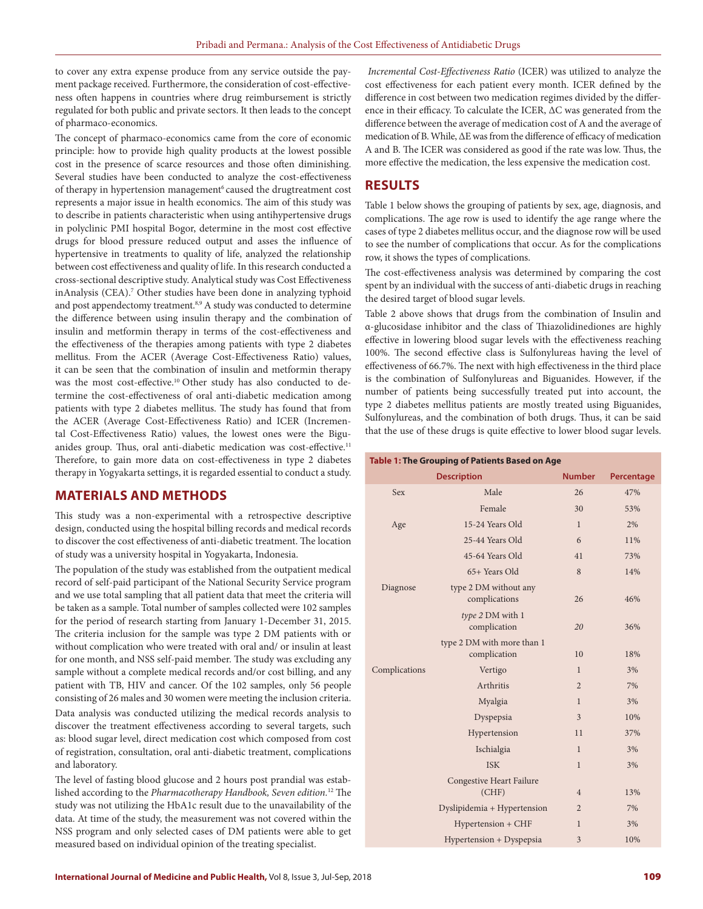to cover any extra expense produce from any service outside the payment package received. Furthermore, the consideration of cost-effectiveness often happens in countries where drug reimbursement is strictly regulated for both public and private sectors. It then leads to the concept of pharmaco-economics.

The concept of pharmaco-economics came from the core of economic principle: how to provide high quality products at the lowest possible cost in the presence of scarce resources and those often diminishing. Several studies have been conducted to analyze the cost-effectiveness of therapy in hypertension management[6] caused the drugtreatment cost represents a major issue in health economics. The aim of this study was to describe in patients characteristic when using antihypertensive drugs in polyclinic PMI hospital Bogor, determine in the most cost effective drugs for blood pressure reduced output and asses the influence of hypertensive in treatments to quality of life, analyzed the relationship between cost effectiveness and quality of life. In this research conducted a cross-sectional descriptive study. Analytical study was Cost Effectiveness inAnalysis (CEA).[7] Other studies have been done in analyzing typhoid and post appendectomy treatment.[8,9] A study was conducted to determine the difference between using insulin therapy and the combination of insulin and metformin therapy in terms of the cost-effectiveness and the effectiveness of the therapies among patients with type 2 diabetes mellitus. From the ACER (Average Cost-Effectiveness Ratio) values, it can be seen that the combination of insulin and metformin therapy was the most cost-effective.[10] Other study has also conducted to determine the cost-effectiveness of oral anti-diabetic medication among patients with type 2 diabetes mellitus. The study has found that from the ACER (Average Cost-Effectiveness Ratio) and ICER (Incremental Cost-Effectiveness Ratio) values, the lowest ones were the Biguanides group. Thus, oral anti-diabetic medication was cost-effective.[11] Therefore, to gain more data on cost-effectiveness in type 2 diabetes therapy in Yogyakarta settings, it is regarded essential to conduct a study.

## MATERIALS AND METHODS

This study was a non-experimental with a retrospective descriptive design, conducted using the hospital billing records and medical records to discover the cost effectiveness of anti-diabetic treatment. The location of study was a university hospital in Yogyakarta, Indonesia.

The population of the study was established from the outpatient medical record of self-paid participant of the National Security Service program and we use total sampling that all patient data that meet the criteria will be taken as a sample. Total number of samples collected were 102 samples for the period of research starting from January 1-December 31, 2015. The criteria inclusion for the sample was type 2 DM patients with or without complication who were treated with oral and/ or insulin at least for one month, and NSS self-paid member. The study was excluding any sample without a complete medical records and/or cost billing, and any patient with TB, HIV and cancer. Of the 102 samples, only 56 people consisting of 26 males and 30 women were meeting the inclusion criteria.

Data analysis was conducted utilizing the medical records analysis to discover the treatment effectiveness according to several targets, such as: blood sugar level, direct medication cost which composed from cost of registration, consultation, oral anti-diabetic treatment, complications and laboratory.

The level of fasting blood glucose and 2 hours post prandial was established according to the *Pharmacotherapy Handbook, Seven edition.*[12] The study was not utilizing the HbA1c result due to the unavailability of the data. At time of the study, the measurement was not covered within the NSS program and only selected cases of DM patients were able to get measured based on individual opinion of the treating specialist.

*Incremental Cost-Effectiveness Ratio* (ICER) was utilized to analyze the cost effectiveness for each patient every month. ICER defined by the difference in cost between two medication regimes divided by the difference in their efficacy. To calculate the ICER, ΔC was generated from the difference between the average of medication cost of A and the average of medication of B. While, ΔE was from the difference of efficacy of medication A and B. The ICER was considered as good if the rate was low. Thus, the more effective the medication, the less expensive the medication cost.

## RESULTS

Table 1 below shows the grouping of patients by sex, age, diagnosis, and complications. The age row is used to identify the age range where the cases of type 2 diabetes mellitus occur, and the diagnose row will be used to see the number of complications that occur. As for the complications row, it shows the types of complications.

The cost-effectiveness analysis was determined by comparing the cost spent by an individual with the success of anti-diabetic drugs in reaching the desired target of blood sugar levels.

Table 2 above shows that drugs from the combination of Insulin and α-glucosidase inhibitor and the class of Thiazolidinediones are highly effective in lowering blood sugar levels with the effectiveness reaching 100%. The second effective class is Sulfonylureas having the level of effectiveness of 66.7%. The next with high effectiveness in the third place is the combination of Sulfonylureas and Biguanides. However, if the number of patients being successfully treated put into account, the type 2 diabetes mellitus patients are mostly treated using Biguanides, Sulfonylureas, and the combination of both drugs. Thus, it can be said that the use of these drugs is quite effective to lower blood sugar levels.

**Table 1: The Grouping of Patients Based on Age**

| Description | | Number | Percentage |
|---|---|---|---|
| Sex | Male | 26 | 47% |
| | Female | 30 | 53% |
| Age | 15-24 Years Old | 1 | 2% |
| | 25-44 Years Old | 6 | 11% |
| | 45-64 Years Old | 41 | 73% |
| | 65+ Years Old | 8 | 14% |
| Diagnose | type 2 DM without any complications | 26 | 46% |
| | *type 2* DM with 1 complication | *20* | 36% |
| | type 2 DM with more than 1 complication | 10 | 18% |
| Complications | Vertigo | 1 | 3% |
| | Arthritis | 2 | 7% |
| | Myalgia | 1 | 3% |
| | Dyspepsia | 3 | 10% |
| | Hypertension | 11 | 37% |
| | Ischialgia | 1 | 3% |
| | ISK | 1 | 3% |
| | Congestive Heart Failure (CHF) | 4 | 13% |
| | Dyslipidemia + Hypertension | 2 | 7% |
| | Hypertension + CHF | 1 | 3% |
| | Hypertension + Dyspepsia | 3 | 10% |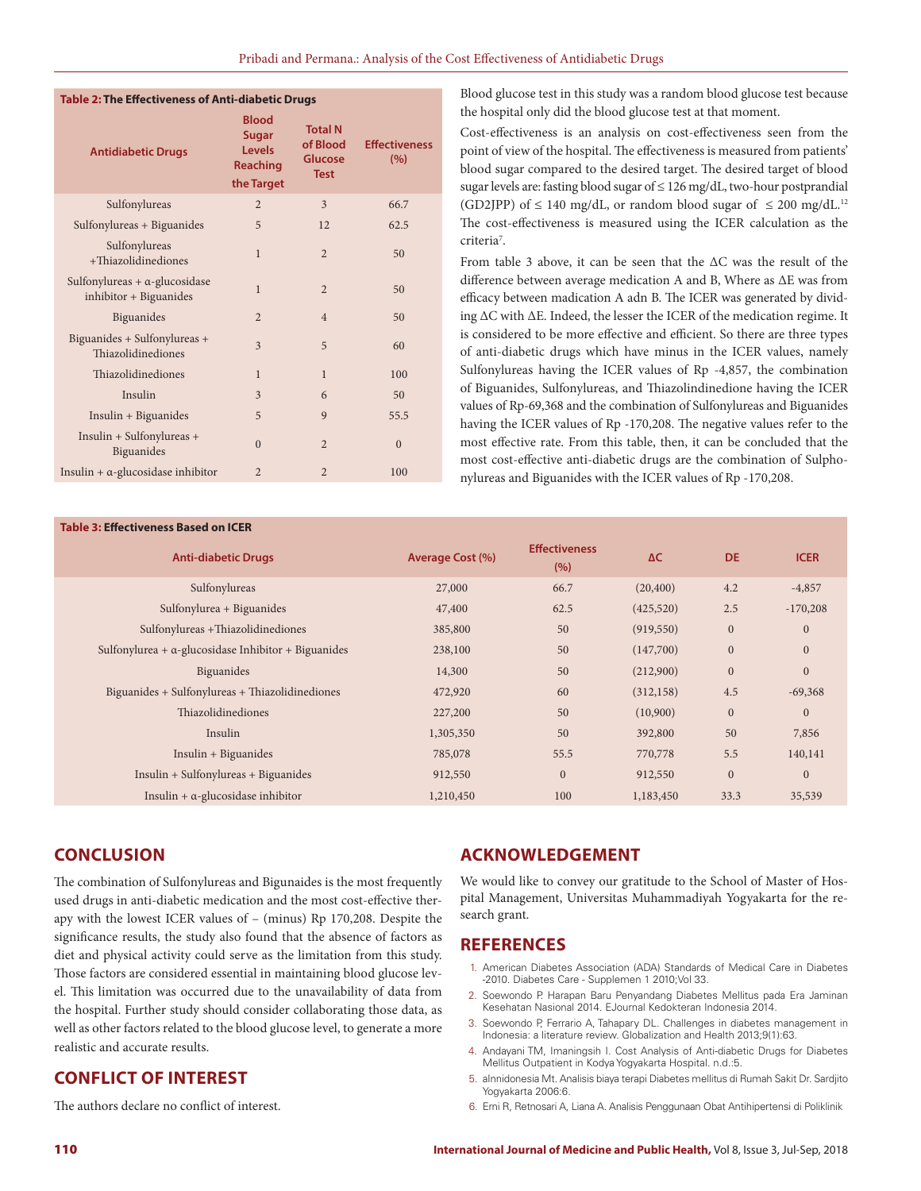**Table 2: The Effectiveness of Anti-diabetic Drugs**

| Antidiabetic Drugs | Blood Sugar Levels Reaching the Target | Total N of Blood Glucose Test | Effectiveness (%) |
|---|---|---|---|
| Sulfonylureas | 2 | 3 | 66.7 |
| Sulfonylureas + Biguanides | 5 | 12 | 62.5 |
| Sulfonylureas +Thiazolidinediones | 1 | 2 | 50 |
| Sulfonylureas + α-glucosidase inhibitor + Biguanides | 1 | 2 | 50 |
| Biguanides | 2 | 4 | 50 |
| Biguanides + Sulfonylureas + Thiazolidinediones | 3 | 5 | 60 |
| Thiazolidinediones | 1 | 1 | 100 |
| Insulin | 3 | 6 | 50 |
| Insulin + Biguanides | 5 | 9 | 55.5 |
| Insulin + Sulfonylureas + Biguanides | 0 | 2 | 0 |
| Insulin + α-glucosidase inhibitor | 2 | 2 | 100 |

Blood glucose test in this study was a random blood glucose test because the hospital only did the blood glucose test at that moment.

Cost-effectiveness is an analysis on cost-effectiveness seen from the point of view of the hospital. The effectiveness is measured from patients' blood sugar compared to the desired target. The desired target of blood sugar levels are: fasting blood sugar of ≤ 126 mg/dL, two-hour postprandial (GD2JPP) of ≤ 140 mg/dL, or random blood sugar of ≤ 200 mg/dL.[12] The cost-effectiveness is measured using the ICER calculation as the criteria[7].

From table 3 above, it can be seen that the ΔC was the result of the difference between average medication A and B, Where as ΔE was from efficacy between madication A adn B. The ICER was generated by dividing ΔC with ΔE. Indeed, the lesser the ICER of the medication regime. It is considered to be more effective and efficient. So there are three types of anti-diabetic drugs which have minus in the ICER values, namely Sulfonylureas having the ICER values of Rp -4,857, the combination of Biguanides, Sulfonylureas, and Thiazolindinedione having the ICER values of Rp-69,368 and the combination of Sulfonylureas and Biguanides having the ICER values of Rp -170,208. The negative values refer to the most effective rate. From this table, then, it can be concluded that the most cost-effective anti-diabetic drugs are the combination of Sulphonylureas and Biguanides with the ICER values of Rp -170,208.

**Table 3: Effectiveness Based on ICER**

| Anti-diabetic Drugs | Average Cost (%) | Effectiveness (%) | ΔC | DE | ICER |
|---|---|---|---|---|---|
| Sulfonylureas | 27,000 | 66.7 | (20,400) | 4.2 | -4,857 |
| Sulfonylurea + Biguanides | 47,400 | 62.5 | (425,520) | 2.5 | -170,208 |
| Sulfonylureas +Thiazolidinediones | 385,800 | 50 | (919,550) | 0 | 0 |
| Sulfonylurea + α-glucosidase Inhibitor + Biguanides | 238,100 | 50 | (147,700) | 0 | 0 |
| Biguanides | 14,300 | 50 | (212,900) | 0 | 0 |
| Biguanides + Sulfonylureas + Thiazolidinediones | 472,920 | 60 | (312,158) | 4.5 | -69,368 |
| Thiazolidinediones | 227,200 | 50 | (10,900) | 0 | 0 |
| Insulin | 1,305,350 | 50 | 392,800 | 50 | 7,856 |
| Insulin + Biguanides | 785,078 | 55.5 | 770,778 | 5.5 | 140,141 |
| Insulin + Sulfonylureas + Biguanides | 912,550 | 0 | 912,550 | 0 | 0 |
| Insulin + α-glucosidase inhibitor | 1,210,450 | 100 | 1,183,450 | 33.3 | 35,539 |

## CONCLUSION

The combination of Sulfonylureas and Bigunaides is the most frequently used drugs in anti-diabetic medication and the most cost-effective therapy with the lowest ICER values of – (minus) Rp 170,208. Despite the significance results, the study also found that the absence of factors as diet and physical activity could serve as the limitation from this study. Those factors are considered essential in maintaining blood glucose level. This limitation was occurred due to the unavailability of data from the hospital. Further study should consider collaborating those data, as well as other factors related to the blood glucose level, to generate a more realistic and accurate results.

## CONFLICT OF INTEREST

The authors declare no conflict of interest.

## ACKNOWLEDGEMENT

We would like to convey our gratitude to the School of Master of Hospital Management, Universitas Muhammadiyah Yogyakarta for the research grant.

## REFERENCES

1. American Diabetes Association (ADA) Standards of Medical Care in Diabetes -2010. Diabetes Care - Supplemen 1 2010;Vol 33.
2. Soewondo P. Harapan Baru Penyandang Diabetes Mellitus pada Era Jaminan Kesehatan Nasional 2014. EJournal Kedokteran Indonesia 2014.
3. Soewondo P, Ferrario A, Tahapary DL. Challenges in diabetes management in Indonesia: a literature review. Globalization and Health 2013;9(1):63.
4. Andayani TM, Imaningsih I. Cost Analysis of Anti-diabetic Drugs for Diabetes Mellitus Outpatient in Kodya Yogyakarta Hospital. n.d.:5.
5. aInnidonesia Mt. Analisis biaya terapi Diabetes mellitus di Rumah Sakit Dr. Sardjito Yogyakarta 2006:6.
6. Erni R, Retnosari A, Liana A. Analisis Penggunaan Obat Antihipertensi di Poliklinik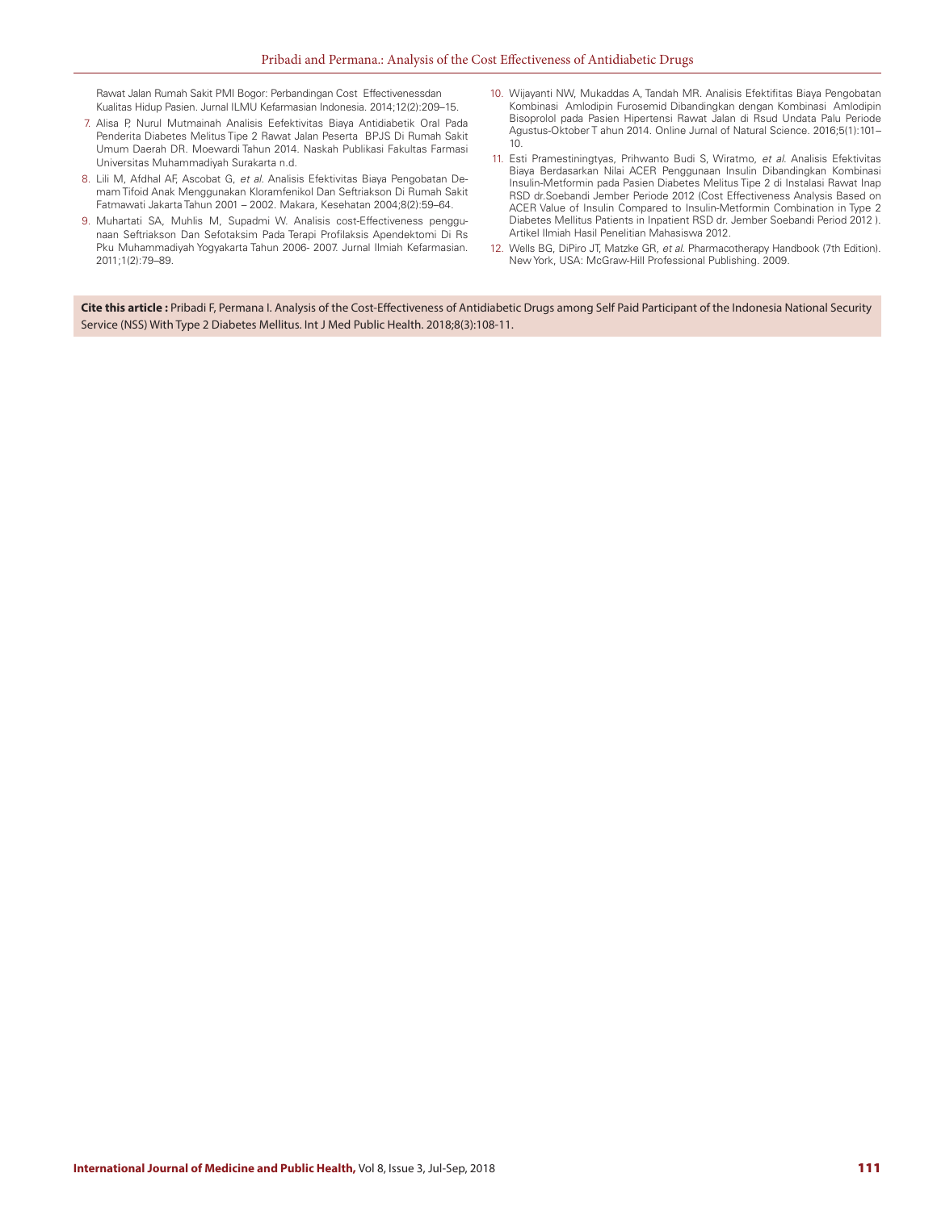Rawat Jalan Rumah Sakit PMI Bogor: Perbandingan Cost Effectivenessdan Kualitas Hidup Pasien. Jurnal ILMU Kefarmasian Indonesia. 2014;12(2):209–15.

7. Alisa P, Nurul Mutmainah Analisis Eefektivitas Biaya Antidiabetik Oral Pada Penderita Diabetes Melitus Tipe 2 Rawat Jalan Peserta BPJS Di Rumah Sakit Umum Daerah DR. Moewardi Tahun 2014. Naskah Publikasi Fakultas Farmasi Universitas Muhammadiyah Surakarta n.d.
8. Lili M, Afdhal AF, Ascobat G, *et al.* Analisis Efektivitas Biaya Pengobatan Demam Tifoid Anak Menggunakan Kloramfenikol Dan Seftriakson Di Rumah Sakit Fatmawati Jakarta Tahun 2001 – 2002. Makara, Kesehatan 2004;8(2):59–64.
9. Muhartati SA, Muhlis M, Supadmi W. Analisis cost-Effectiveness penggunaan Seftriakson Dan Sefotaksim Pada Terapi Profilaksis Apendektomi Di Rs Pku Muhammadiyah Yogyakarta Tahun 2006- 2007. Jurnal Ilmiah Kefarmasian. 2011;1(2):79–89.
10. Wijayanti NW, Mukaddas A, Tandah MR. Analisis Efektifitas Biaya Pengobatan Kombinasi Amlodipin Furosemid Dibandingkan dengan Kombinasi Amlodipin Bisoprolol pada Pasien Hipertensi Rawat Jalan di Rsud Undata Palu Periode Agustus-Oktober T ahun 2014. Online Jurnal of Natural Science. 2016;5(1):101–10.
11. Esti Pramestiningtyas, Prihwanto Budi S, Wiratmo, *et al.* Analisis Efektivitas Biaya Berdasarkan Nilai ACER Penggunaan Insulin Dibandingkan Kombinasi Insulin-Metformin pada Pasien Diabetes Melitus Tipe 2 di Instalasi Rawat Inap RSD dr.Soebandi Jember Periode 2012 (Cost Effectiveness Analysis Based on ACER Value of Insulin Compared to Insulin-Metformin Combination in Type 2 Diabetes Mellitus Patients in Inpatient RSD dr. Jember Soebandi Period 2012 ). Artikel Ilmiah Hasil Penelitian Mahasiswa 2012.
12. Wells BG, DiPiro JT, Matzke GR, *et al.* Pharmacotherapy Handbook (7th Edition). New York, USA: McGraw-Hill Professional Publishing. 2009.

**Cite this article :** Pribadi F, Permana I. Analysis of the Cost-Effectiveness of Antidiabetic Drugs among Self Paid Participant of the Indonesia National Security Service (NSS) With Type 2 Diabetes Mellitus. Int J Med Public Health. 2018;8(3):108-11.